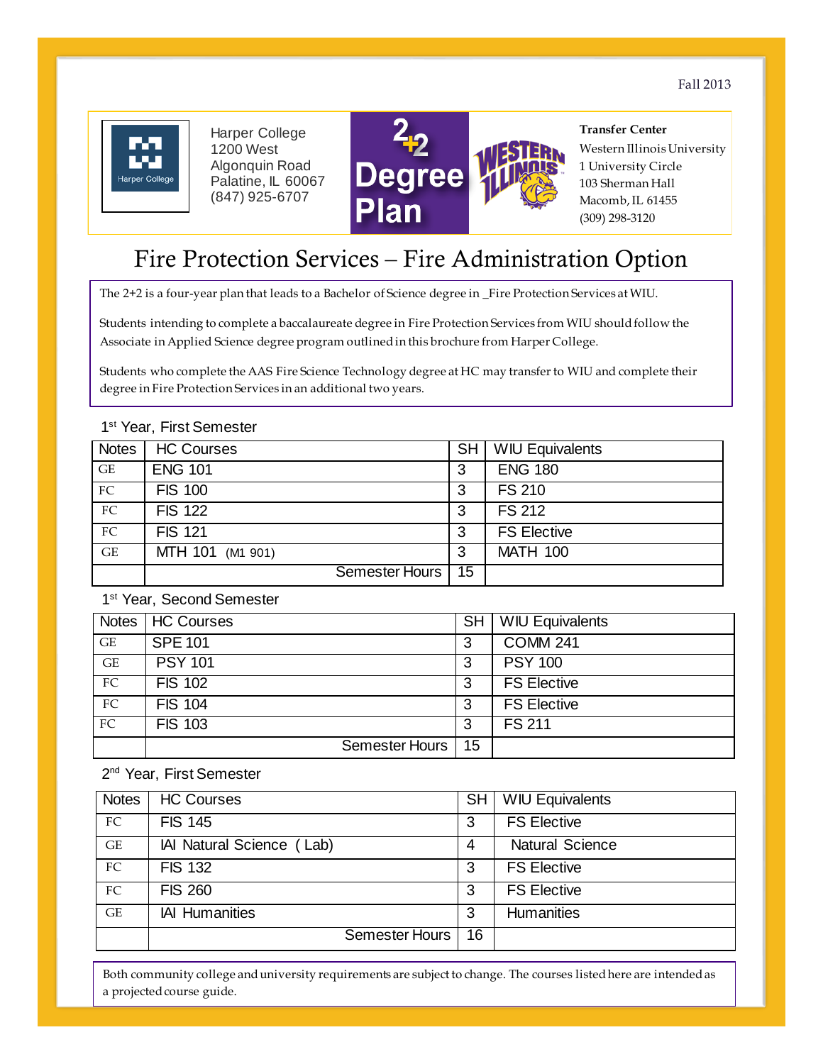Fall 2013

Harper College
1200 West
Algonquin Road
Palatine, IL 60067
(847) 925-6707

2+2 Degree Plan

**Transfer Center**
Western Illinois University
1 University Circle
103 Sherman Hall
Macomb, IL 61455
(309) 298-3120

# Fire Protection Services – Fire Administration Option

The 2+2 is a four-year plan that leads to a Bachelor of Science degree in _Fire Protection Services at WIU.

Students intending to complete a baccalaureate degree in Fire Protection Services from WIU should follow the Associate in Applied Science degree program outlined in this brochure from Harper College.

Students who complete the AAS Fire Science Technology degree at HC may transfer to WIU and complete their degree in Fire Protection Services in an additional two years.

1st Year, First Semester

| Notes | HC Courses | SH | WIU Equivalents |
|---|---|---|---|
| GE | ENG 101 | 3 | ENG 180 |
| FC | FIS 100 | 3 | FS 210 |
| FC | FIS 122 | 3 | FS 212 |
| FC | FIS 121 | 3 | FS Elective |
| GE | MTH 101 (M1 901) | 3 | MATH 100 |
| | Semester Hours | 15 | |

1st Year, Second Semester

| Notes | HC Courses | SH | WIU Equivalents |
|---|---|---|---|
| GE | SPE 101 | 3 | COMM 241 |
| GE | PSY 101 | 3 | PSY 100 |
| FC | FIS 102 | 3 | FS Elective |
| FC | FIS 104 | 3 | FS Elective |
| FC | FIS 103 | 3 | FS 211 |
| | Semester Hours | 15 | |

2nd Year, First Semester

| Notes | HC Courses | SH | WIU Equivalents |
|---|---|---|---|
| FC | FIS 145 | 3 | FS Elective |
| GE | IAI Natural Science ( Lab) | 4 | Natural Science |
| FC | FIS 132 | 3 | FS Elective |
| FC | FIS 260 | 3 | FS Elective |
| GE | IAI Humanities | 3 | Humanities |
| | Semester Hours | 16 | |

Both community college and university requirements are subject to change. The courses listed here are intended as a projected course guide.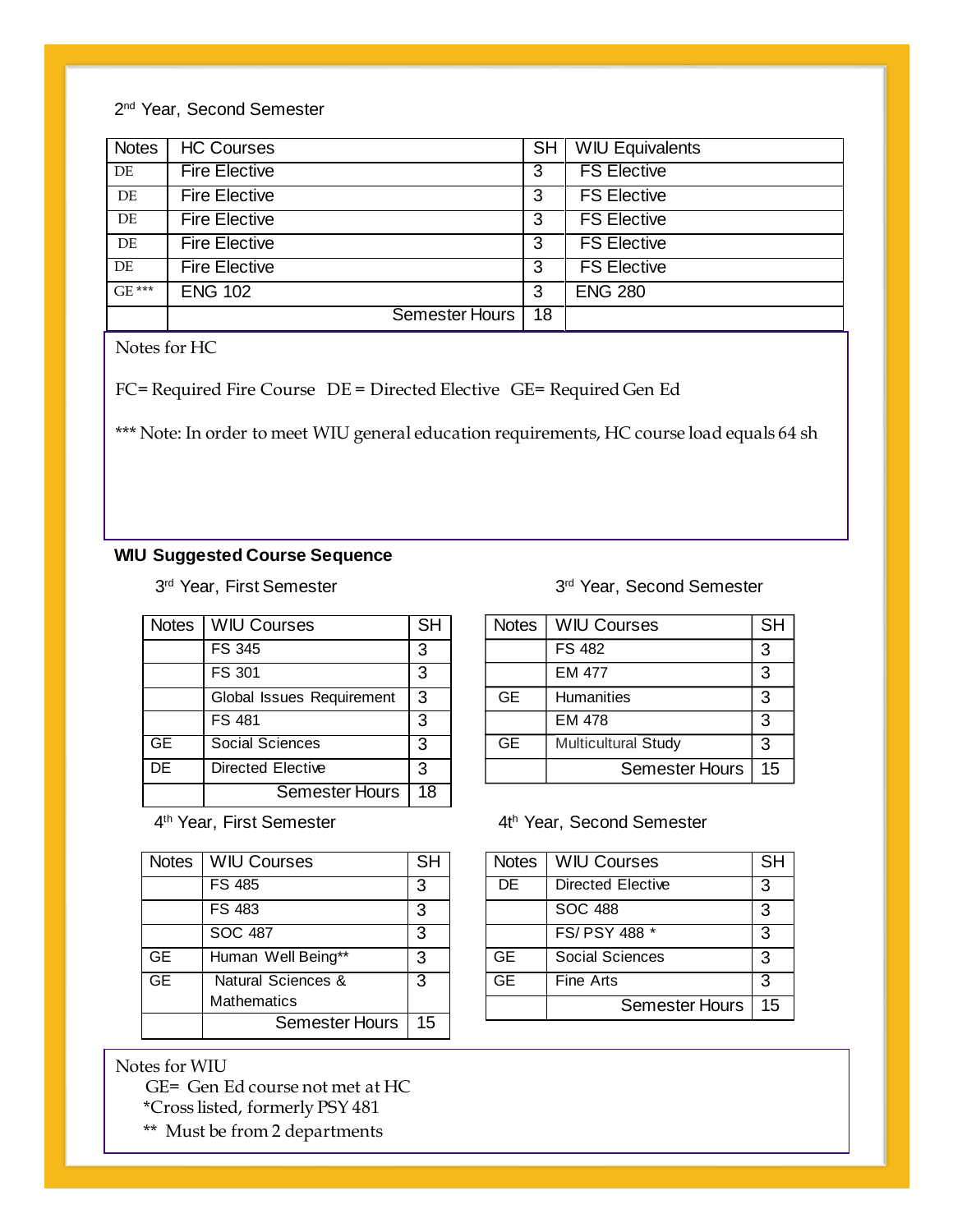2nd Year, Second Semester

| Notes | HC Courses | SH | WIU Equivalents |
|---|---|---|---|
| DE | Fire Elective | 3 | FS Elective |
| DE | Fire Elective | 3 | FS Elective |
| DE | Fire Elective | 3 | FS Elective |
| DE | Fire Elective | 3 | FS Elective |
| DE | Fire Elective | 3 | FS Elective |
| GE *** | ENG 102 | 3 | ENG 280 |
| | Semester Hours | 18 | |

Notes for HC

FC= Required Fire Course DE = Directed Elective GE= Required Gen Ed

*** Note: In order to meet WIU general education requirements, HC course load equals 64 sh

**WIU Suggested Course Sequence**

3rd Year, First Semester

| Notes | WIU Courses | SH |
|---|---|---|
| | FS 345 | 3 |
| | FS 301 | 3 |
| | Global Issues Requirement | 3 |
| | FS 481 | 3 |
| GE | Social Sciences | 3 |
| DE | Directed Elective | 3 |
| | Semester Hours | 18 |

3rd Year, Second Semester

| Notes | WIU Courses | SH |
|---|---|---|
| | FS 482 | 3 |
| | EM 477 | 3 |
| GE | Humanities | 3 |
| | EM 478 | 3 |
| GE | Multicultural Study | 3 |
| | Semester Hours | 15 |

4th Year, First Semester

| Notes | WIU Courses | SH |
|---|---|---|
| | FS 485 | 3 |
| | FS 483 | 3 |
| | SOC 487 | 3 |
| GE | Human Well Being** | 3 |
| GE | Natural Sciences & Mathematics | 3 |
| | Semester Hours | 15 |

4th Year, Second Semester

| Notes | WIU Courses | SH |
|---|---|---|
| DE | Directed Elective | 3 |
| | SOC 488 | 3 |
| | FS/ PSY 488 * | 3 |
| GE | Social Sciences | 3 |
| GE | Fine Arts | 3 |
| | Semester Hours | 15 |

Notes for WIU
GE= Gen Ed course not met at HC
*Cross listed, formerly PSY 481
** Must be from 2 departments